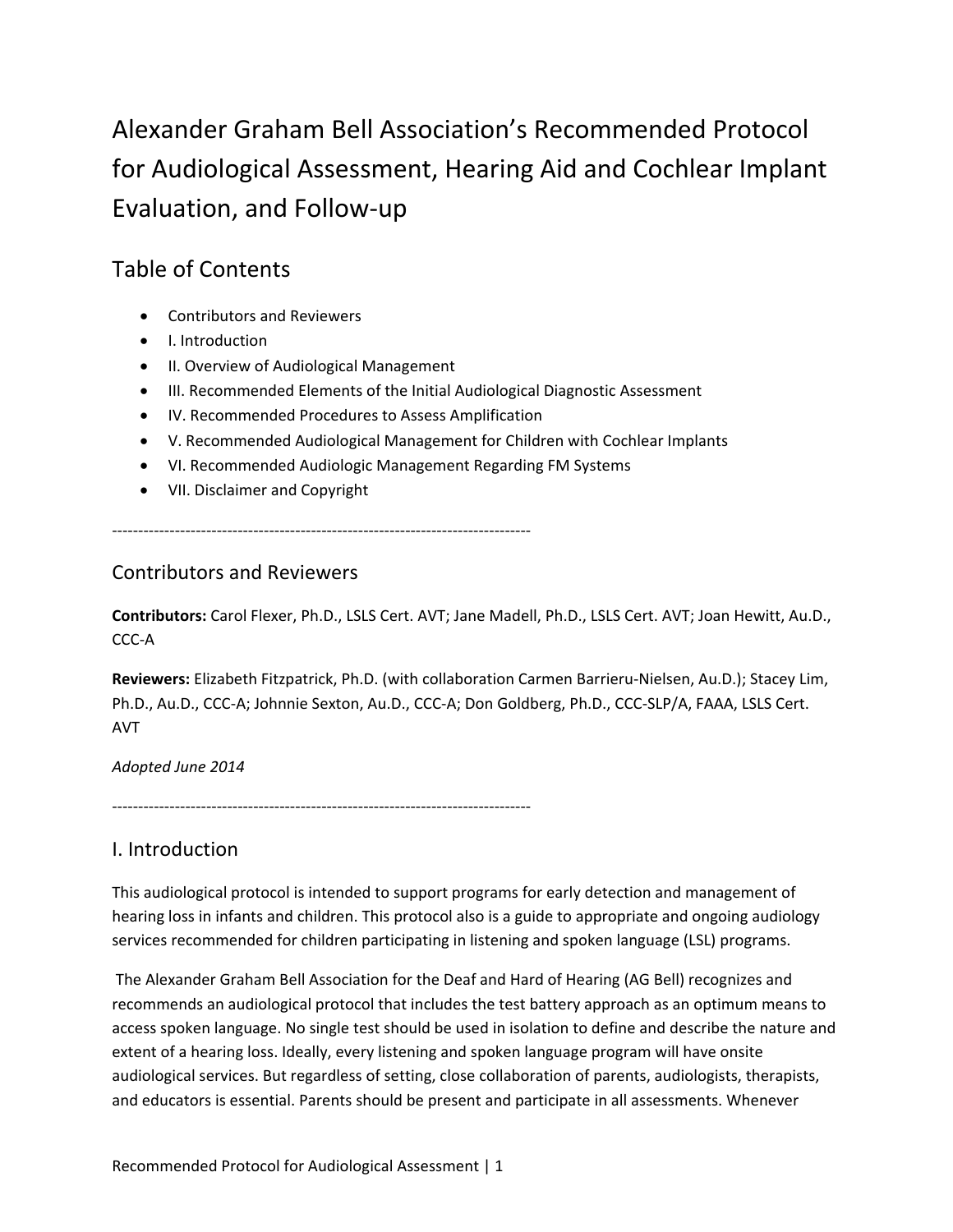# Alexander Graham Bell Association's Recommended Protocol for Audiological Assessment, Hearing Aid and Cochlear Implant Evaluation, and Follow-up

## Table of Contents

- Contributors and Reviewers
- I. Introduction
- II. Overview of Audiological Management
- III. Recommended Elements of the Initial Audiological Diagnostic Assessment
- IV. Recommended Procedures to Assess Amplification
- V. Recommended Audiological Management for Children with Cochlear Implants
- VI. Recommended Audiologic Management Regarding FM Systems
- VII. Disclaimer and Copyright

--------------------------------------------------------------------------------

## Contributors and Reviewers

**Contributors:** Carol Flexer, Ph.D., LSLS Cert. AVT; Jane Madell, Ph.D., LSLS Cert. AVT; Joan Hewitt, Au.D., CCC-A

**Reviewers:** Elizabeth Fitzpatrick, Ph.D. (with collaboration Carmen Barrieru-Nielsen, Au.D.); Stacey Lim, Ph.D., Au.D., CCC-A; Johnnie Sexton, Au.D., CCC-A; Don Goldberg, Ph.D., CCC-SLP/A, FAAA, LSLS Cert. AVT

*Adopted June 2014*

--------------------------------------------------------------------------------

## I. Introduction

This audiological protocol is intended to support programs for early detection and management of hearing loss in infants and children. This protocol also is a guide to appropriate and ongoing audiology services recommended for children participating in listening and spoken language (LSL) programs.

The Alexander Graham Bell Association for the Deaf and Hard of Hearing (AG Bell) recognizes and recommends an audiological protocol that includes the test battery approach as an optimum means to access spoken language. No single test should be used in isolation to define and describe the nature and extent of a hearing loss. Ideally, every listening and spoken language program will have onsite audiological services. But regardless of setting, close collaboration of parents, audiologists, therapists, and educators is essential. Parents should be present and participate in all assessments. Whenever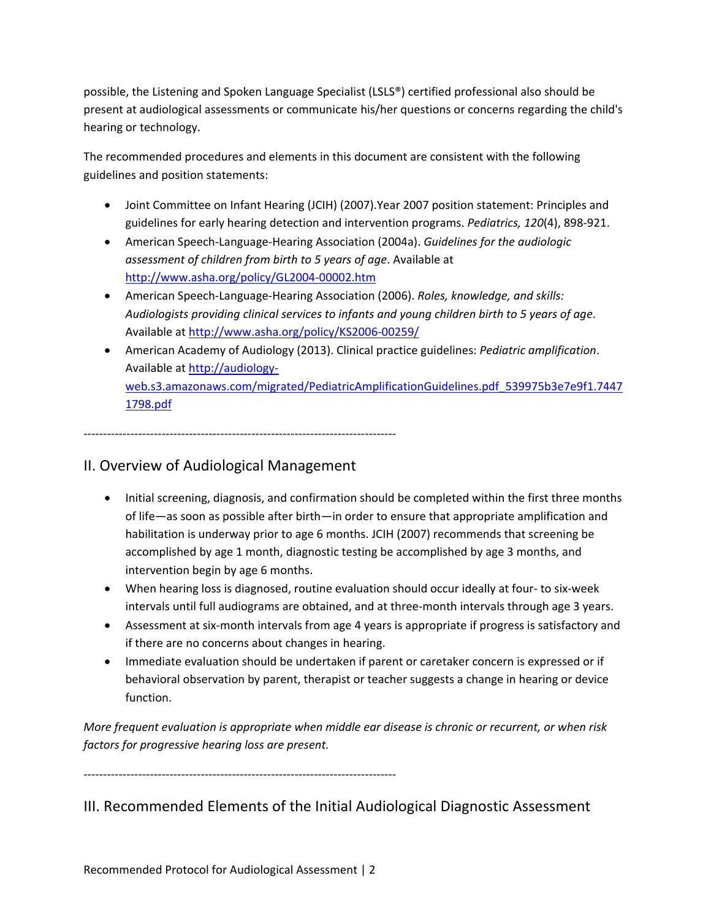possible, the Listening and Spoken Language Specialist (LSLS®) certified professional also should be present at audiological assessments or communicate his/her questions or concerns regarding the child's hearing or technology.

The recommended procedures and elements in this document are consistent with the following guidelines and position statements:

- Joint Committee on Infant Hearing (JCIH) (2007).Year 2007 position statement: Principles and guidelines for early hearing detection and intervention programs. *Pediatrics, 120*(4), 898-921.
- American Speech-Language-Hearing Association (2004a). *Guidelines for the audiologic assessment of children from birth to 5 years of age*. Available at http://www.asha.org/policy/GL2004-00002.htm
- American Speech-Language-Hearing Association (2006). *Roles, knowledge, and skills: Audiologists providing clinical services to infants and young children birth to 5 years of age*. Available at http://www.asha.org/policy/KS2006-00259/
- American Academy of Audiology (2013). Clinical practice guidelines: *Pediatric amplification*. Available at http://audiology-web.s3.amazonaws.com/migrated/PediatricAmplificationGuidelines.pdf_539975b3e7e9f1.74471798.pdf

--------------------------------------------------------------------------------

## II. Overview of Audiological Management

- Initial screening, diagnosis, and confirmation should be completed within the first three months of life—as soon as possible after birth—in order to ensure that appropriate amplification and habilitation is underway prior to age 6 months. JCIH (2007) recommends that screening be accomplished by age 1 month, diagnostic testing be accomplished by age 3 months, and intervention begin by age 6 months.
- When hearing loss is diagnosed, routine evaluation should occur ideally at four- to six-week intervals until full audiograms are obtained, and at three-month intervals through age 3 years.
- Assessment at six-month intervals from age 4 years is appropriate if progress is satisfactory and if there are no concerns about changes in hearing.
- Immediate evaluation should be undertaken if parent or caretaker concern is expressed or if behavioral observation by parent, therapist or teacher suggests a change in hearing or device function.

*More frequent evaluation is appropriate when middle ear disease is chronic or recurrent, or when risk factors for progressive hearing loss are present.*

--------------------------------------------------------------------------------

## III. Recommended Elements of the Initial Audiological Diagnostic Assessment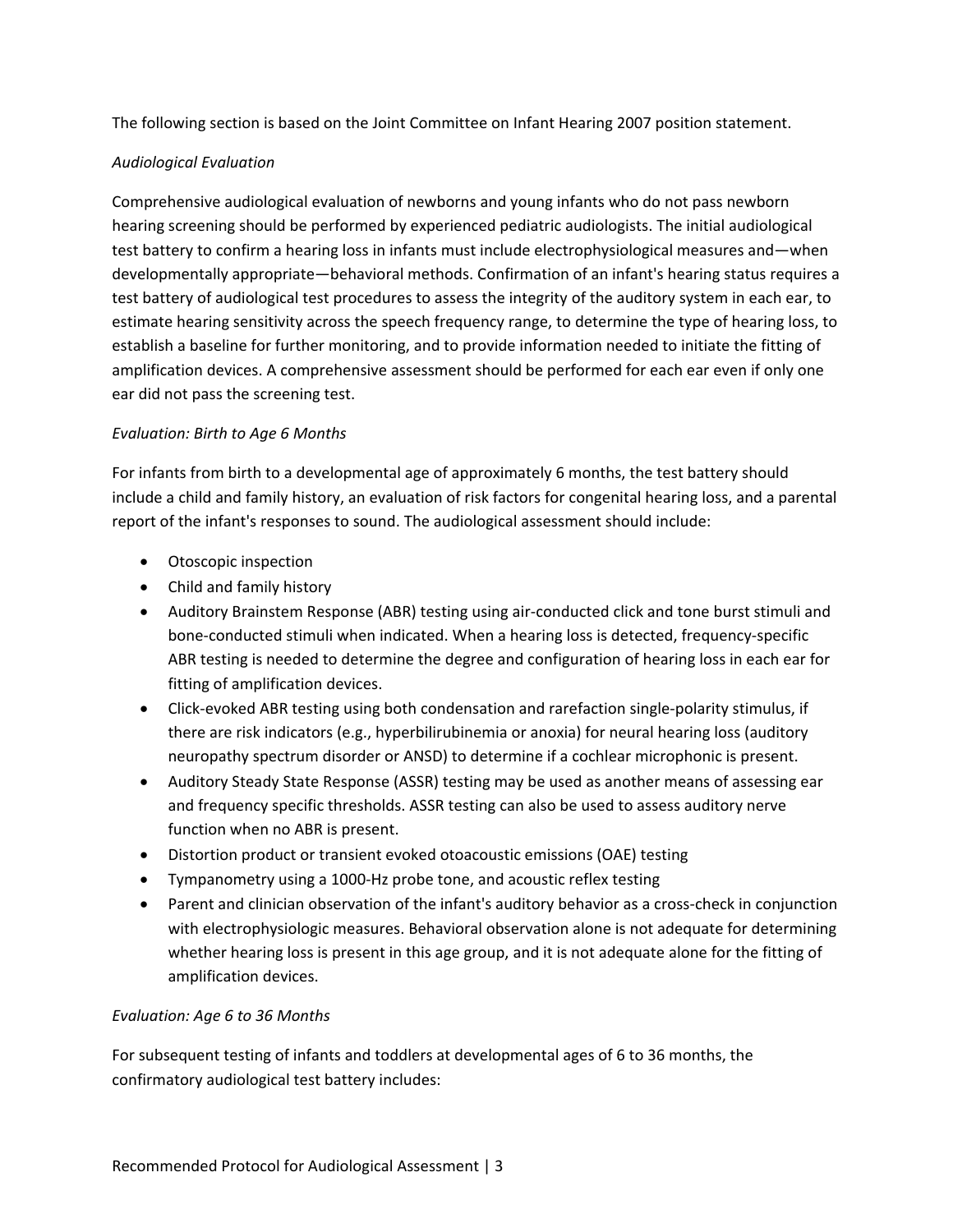The following section is based on the Joint Committee on Infant Hearing 2007 position statement.

*Audiological Evaluation*

Comprehensive audiological evaluation of newborns and young infants who do not pass newborn hearing screening should be performed by experienced pediatric audiologists. The initial audiological test battery to confirm a hearing loss in infants must include electrophysiological measures and—when developmentally appropriate—behavioral methods. Confirmation of an infant's hearing status requires a test battery of audiological test procedures to assess the integrity of the auditory system in each ear, to estimate hearing sensitivity across the speech frequency range, to determine the type of hearing loss, to establish a baseline for further monitoring, and to provide information needed to initiate the fitting of amplification devices. A comprehensive assessment should be performed for each ear even if only one ear did not pass the screening test.

*Evaluation: Birth to Age 6 Months*

For infants from birth to a developmental age of approximately 6 months, the test battery should include a child and family history, an evaluation of risk factors for congenital hearing loss, and a parental report of the infant's responses to sound. The audiological assessment should include:

- Otoscopic inspection
- Child and family history
- Auditory Brainstem Response (ABR) testing using air-conducted click and tone burst stimuli and bone-conducted stimuli when indicated. When a hearing loss is detected, frequency-specific ABR testing is needed to determine the degree and configuration of hearing loss in each ear for fitting of amplification devices.
- Click-evoked ABR testing using both condensation and rarefaction single-polarity stimulus, if there are risk indicators (e.g., hyperbilirubinemia or anoxia) for neural hearing loss (auditory neuropathy spectrum disorder or ANSD) to determine if a cochlear microphonic is present.
- Auditory Steady State Response (ASSR) testing may be used as another means of assessing ear and frequency specific thresholds. ASSR testing can also be used to assess auditory nerve function when no ABR is present.
- Distortion product or transient evoked otoacoustic emissions (OAE) testing
- Tympanometry using a 1000-Hz probe tone, and acoustic reflex testing
- Parent and clinician observation of the infant's auditory behavior as a cross-check in conjunction with electrophysiologic measures. Behavioral observation alone is not adequate for determining whether hearing loss is present in this age group, and it is not adequate alone for the fitting of amplification devices.

*Evaluation: Age 6 to 36 Months*

For subsequent testing of infants and toddlers at developmental ages of 6 to 36 months, the confirmatory audiological test battery includes: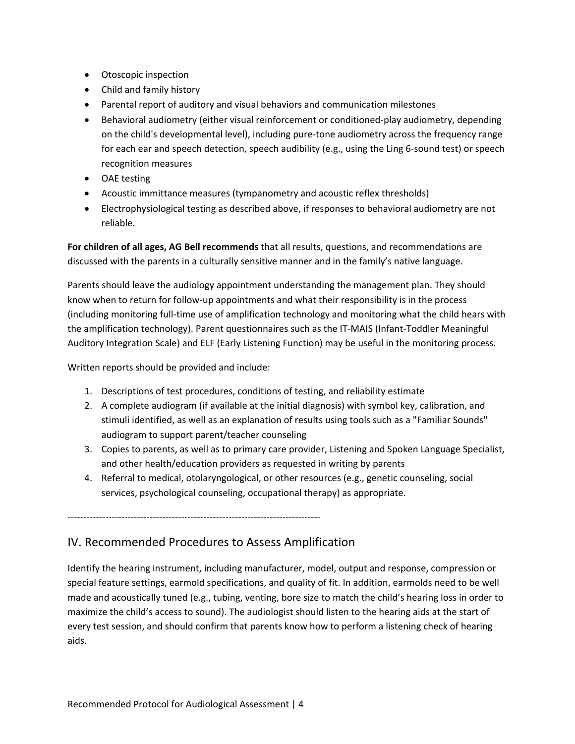- Otoscopic inspection
- Child and family history
- Parental report of auditory and visual behaviors and communication milestones
- Behavioral audiometry (either visual reinforcement or conditioned-play audiometry, depending on the child's developmental level), including pure-tone audiometry across the frequency range for each ear and speech detection, speech audibility (e.g., using the Ling 6-sound test) or speech recognition measures
- OAE testing
- Acoustic immittance measures (tympanometry and acoustic reflex thresholds)
- Electrophysiological testing as described above, if responses to behavioral audiometry are not reliable.

**For children of all ages, AG Bell recommends** that all results, questions, and recommendations are discussed with the parents in a culturally sensitive manner and in the family's native language.

Parents should leave the audiology appointment understanding the management plan. They should know when to return for follow-up appointments and what their responsibility is in the process (including monitoring full-time use of amplification technology and monitoring what the child hears with the amplification technology). Parent questionnaires such as the IT-MAIS (Infant-Toddler Meaningful Auditory Integration Scale) and ELF (Early Listening Function) may be useful in the monitoring process.

Written reports should be provided and include:

1. Descriptions of test procedures, conditions of testing, and reliability estimate
2. A complete audiogram (if available at the initial diagnosis) with symbol key, calibration, and stimuli identified, as well as an explanation of results using tools such as a "Familiar Sounds" audiogram to support parent/teacher counseling
3. Copies to parents, as well as to primary care provider, Listening and Spoken Language Specialist, and other health/education providers as requested in writing by parents
4. Referral to medical, otolaryngological, or other resources (e.g., genetic counseling, social services, psychological counseling, occupational therapy) as appropriate.

--------------------------------------------------------------------------------

## IV. Recommended Procedures to Assess Amplification

Identify the hearing instrument, including manufacturer, model, output and response, compression or special feature settings, earmold specifications, and quality of fit. In addition, earmolds need to be well made and acoustically tuned (e.g., tubing, venting, bore size to match the child's hearing loss in order to maximize the child's access to sound). The audiologist should listen to the hearing aids at the start of every test session, and should confirm that parents know how to perform a listening check of hearing aids.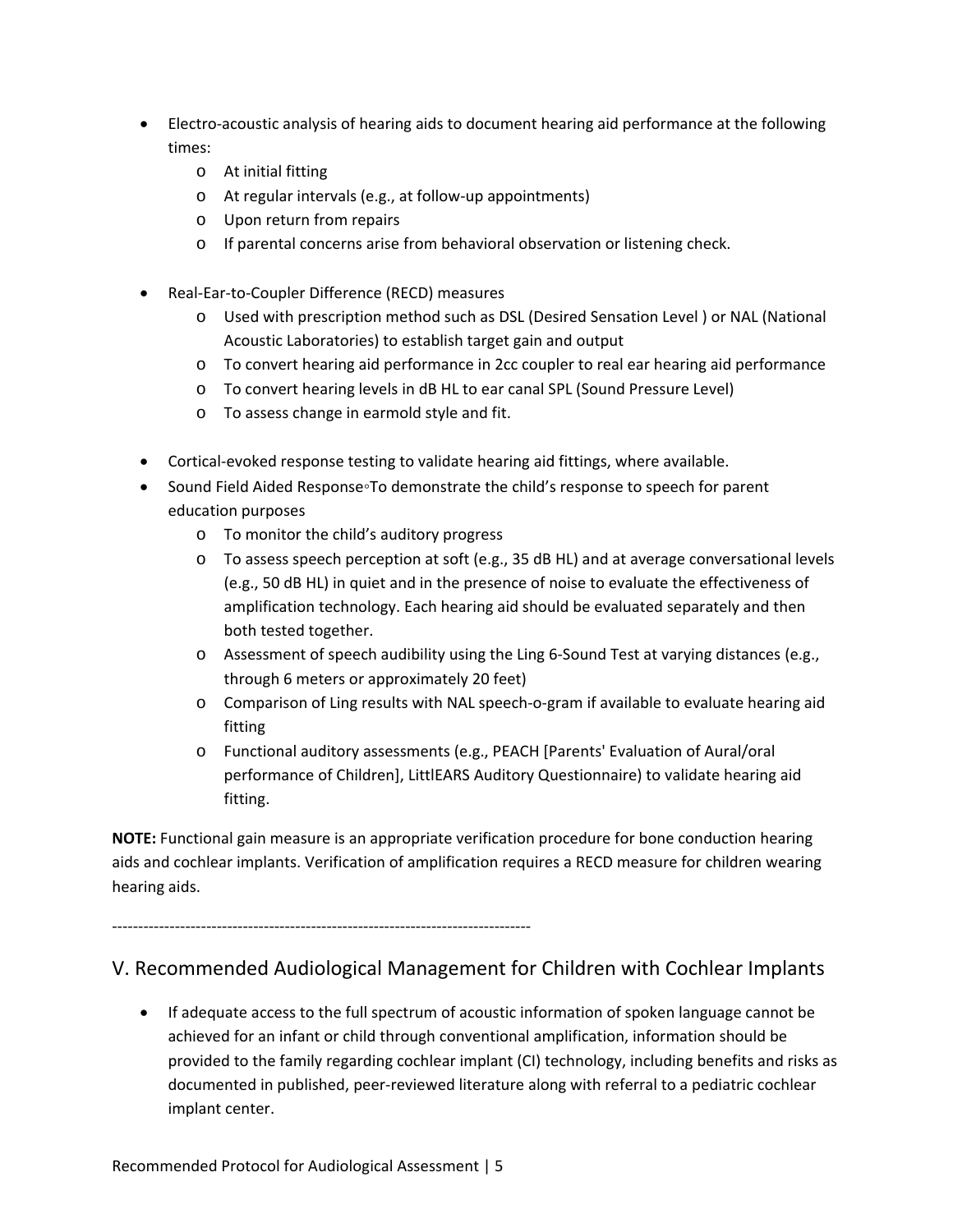- Electro-acoustic analysis of hearing aids to document hearing aid performance at the following times:
  - At initial fitting
  - At regular intervals (e.g., at follow-up appointments)
  - Upon return from repairs
  - If parental concerns arise from behavioral observation or listening check.

- Real-Ear-to-Coupler Difference (RECD) measures
  - Used with prescription method such as DSL (Desired Sensation Level ) or NAL (National Acoustic Laboratories) to establish target gain and output
  - To convert hearing aid performance in 2cc coupler to real ear hearing aid performance
  - To convert hearing levels in dB HL to ear canal SPL (Sound Pressure Level)
  - To assess change in earmold style and fit.

- Cortical-evoked response testing to validate hearing aid fittings, where available.
- Sound Field Aided Response◦To demonstrate the child's response to speech for parent education purposes
  - To monitor the child's auditory progress
  - To assess speech perception at soft (e.g., 35 dB HL) and at average conversational levels (e.g., 50 dB HL) in quiet and in the presence of noise to evaluate the effectiveness of amplification technology. Each hearing aid should be evaluated separately and then both tested together.
  - Assessment of speech audibility using the Ling 6-Sound Test at varying distances (e.g., through 6 meters or approximately 20 feet)
  - Comparison of Ling results with NAL speech-o-gram if available to evaluate hearing aid fitting
  - Functional auditory assessments (e.g., PEACH [Parents' Evaluation of Aural/oral performance of Children], LittlEARS Auditory Questionnaire) to validate hearing aid fitting.

**NOTE:** Functional gain measure is an appropriate verification procedure for bone conduction hearing aids and cochlear implants. Verification of amplification requires a RECD measure for children wearing hearing aids.

--------------------------------------------------------------------------------

## V. Recommended Audiological Management for Children with Cochlear Implants

- If adequate access to the full spectrum of acoustic information of spoken language cannot be achieved for an infant or child through conventional amplification, information should be provided to the family regarding cochlear implant (CI) technology, including benefits and risks as documented in published, peer-reviewed literature along with referral to a pediatric cochlear implant center.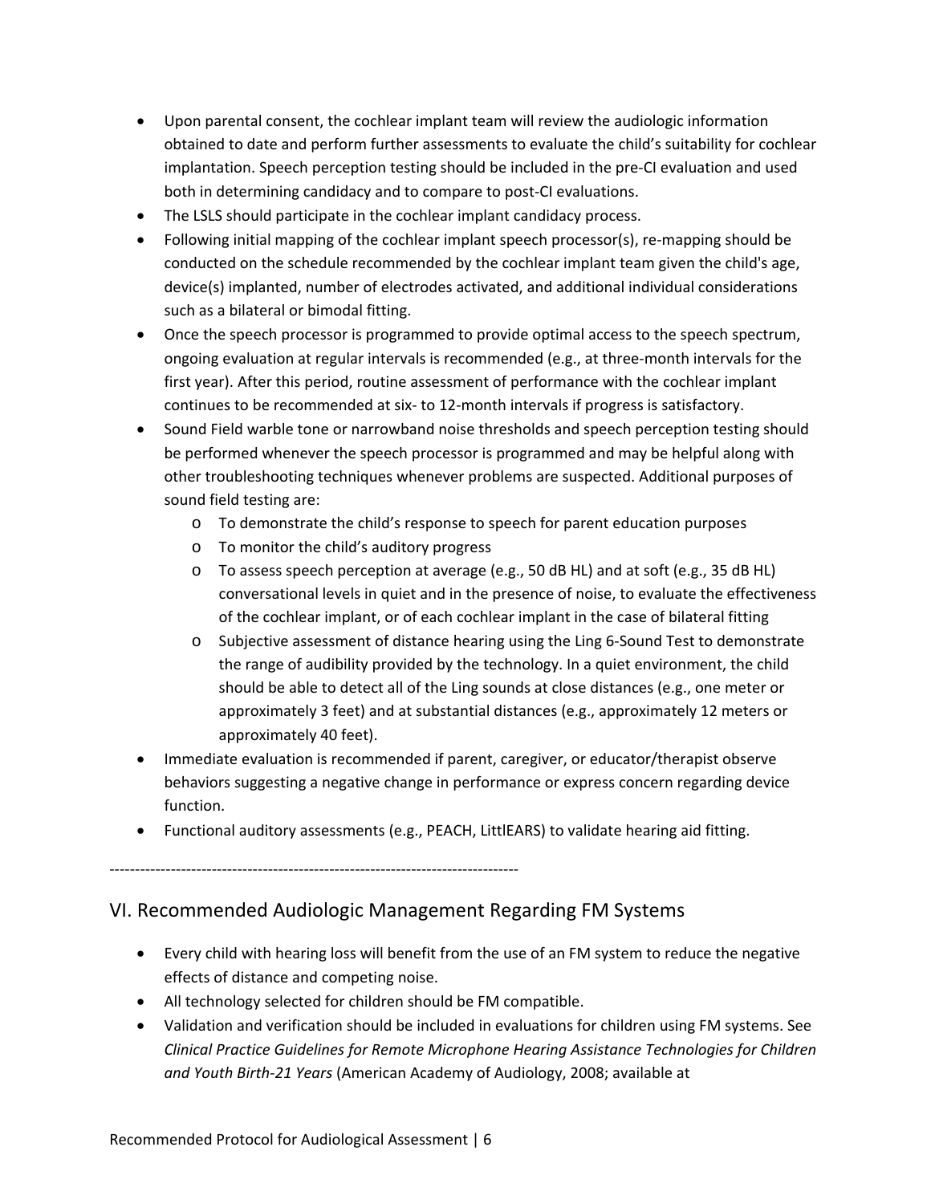- Upon parental consent, the cochlear implant team will review the audiologic information obtained to date and perform further assessments to evaluate the child's suitability for cochlear implantation. Speech perception testing should be included in the pre-CI evaluation and used both in determining candidacy and to compare to post-CI evaluations.
- The LSLS should participate in the cochlear implant candidacy process.
- Following initial mapping of the cochlear implant speech processor(s), re-mapping should be conducted on the schedule recommended by the cochlear implant team given the child's age, device(s) implanted, number of electrodes activated, and additional individual considerations such as a bilateral or bimodal fitting.
- Once the speech processor is programmed to provide optimal access to the speech spectrum, ongoing evaluation at regular intervals is recommended (e.g., at three-month intervals for the first year). After this period, routine assessment of performance with the cochlear implant continues to be recommended at six- to 12-month intervals if progress is satisfactory.
- Sound Field warble tone or narrowband noise thresholds and speech perception testing should be performed whenever the speech processor is programmed and may be helpful along with other troubleshooting techniques whenever problems are suspected. Additional purposes of sound field testing are:
  - To demonstrate the child's response to speech for parent education purposes
  - To monitor the child's auditory progress
  - To assess speech perception at average (e.g., 50 dB HL) and at soft (e.g., 35 dB HL) conversational levels in quiet and in the presence of noise, to evaluate the effectiveness of the cochlear implant, or of each cochlear implant in the case of bilateral fitting
  - Subjective assessment of distance hearing using the Ling 6-Sound Test to demonstrate the range of audibility provided by the technology. In a quiet environment, the child should be able to detect all of the Ling sounds at close distances (e.g., one meter or approximately 3 feet) and at substantial distances (e.g., approximately 12 meters or approximately 40 feet).
- Immediate evaluation is recommended if parent, caregiver, or educator/therapist observe behaviors suggesting a negative change in performance or express concern regarding device function.
- Functional auditory assessments (e.g., PEACH, LittlEARS) to validate hearing aid fitting.

--------------------------------------------------------------------------------

## VI. Recommended Audiologic Management Regarding FM Systems

- Every child with hearing loss will benefit from the use of an FM system to reduce the negative effects of distance and competing noise.
- All technology selected for children should be FM compatible.
- Validation and verification should be included in evaluations for children using FM systems. See *Clinical Practice Guidelines for Remote Microphone Hearing Assistance Technologies for Children and Youth Birth-21 Years* (American Academy of Audiology, 2008; available at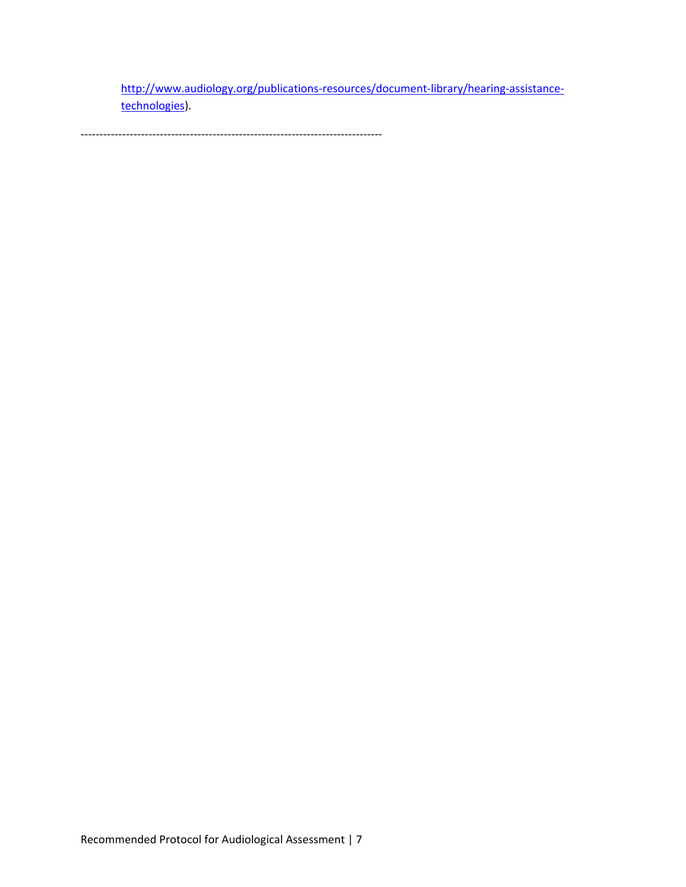http://www.audiology.org/publications-resources/document-library/hearing-assistance-technologies).

--------------------------------------------------------------------------------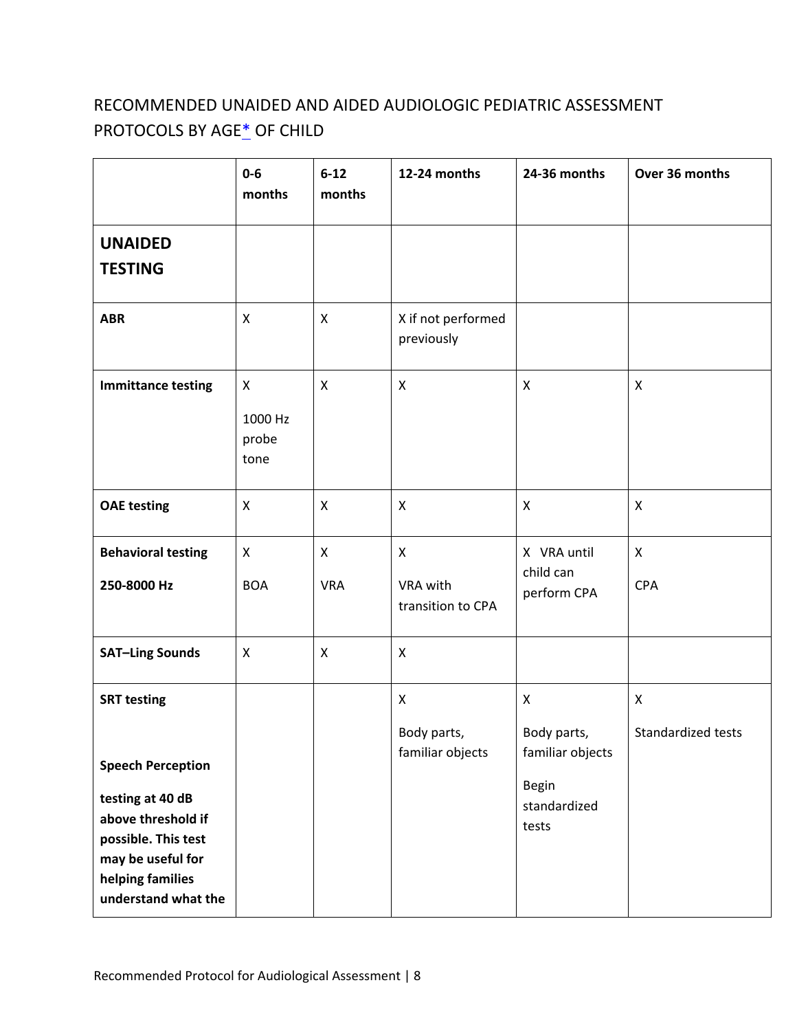## RECOMMENDED UNAIDED AND AIDED AUDIOLOGIC PEDIATRIC ASSESSMENT PROTOCOLS BY AGE* OF CHILD

| | 0-6 months | 6-12 months | 12-24 months | 24-36 months | Over 36 months |
|---|---|---|---|---|---|
| **UNAIDED TESTING** | | | | | |
| **ABR** | X | X | X if not performed previously | | |
| **Immittance testing** | X 1000 Hz probe tone | X | X | X | X |
| **OAE testing** | X | X | X | X | X |
| **Behavioral testing 250-8000 Hz** | X BOA | X VRA | X VRA with transition to CPA | X VRA until child can perform CPA | X CPA |
| **SAT–Ling Sounds** | X | X | X | | |
| **SRT testing** **Speech Perception testing at 40 dB above threshold if possible. This test may be useful for helping families understand what the** | | | X Body parts, familiar objects | X Body parts, familiar objects Begin standardized tests | X Standardized tests |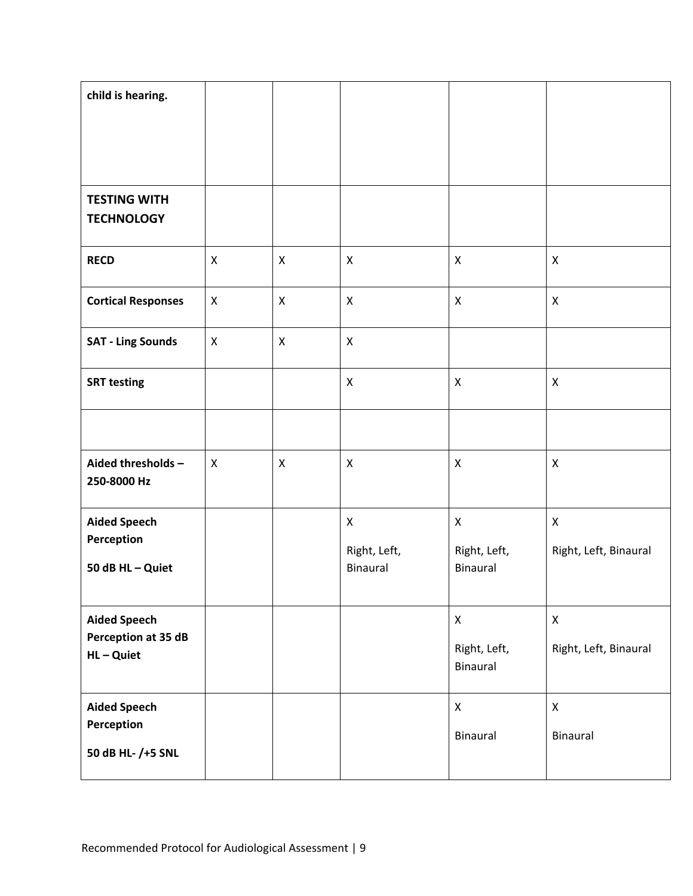| | | | | | |
|---|---|---|---|---|---|
| **child is hearing.** | | | | | |
| **TESTING WITH TECHNOLOGY** | | | | | |
| **RECD** | X | X | X | X | X |
| **Cortical Responses** | X | X | X | X | X |
| **SAT - Ling Sounds** | X | X | X | | |
| **SRT testing** | | | X | X | X |
| | | | | | |
| **Aided thresholds – 250-8000 Hz** | X | X | X | X | X |
| **Aided Speech Perception 50 dB HL – Quiet** | | | X Right, Left, Binaural | X Right, Left, Binaural | X Right, Left, Binaural |
| **Aided Speech Perception at 35 dB HL – Quiet** | | | | X Right, Left, Binaural | X Right, Left, Binaural |
| **Aided Speech Perception 50 dB HL- /+5 SNL** | | | | X Binaural | X Binaural |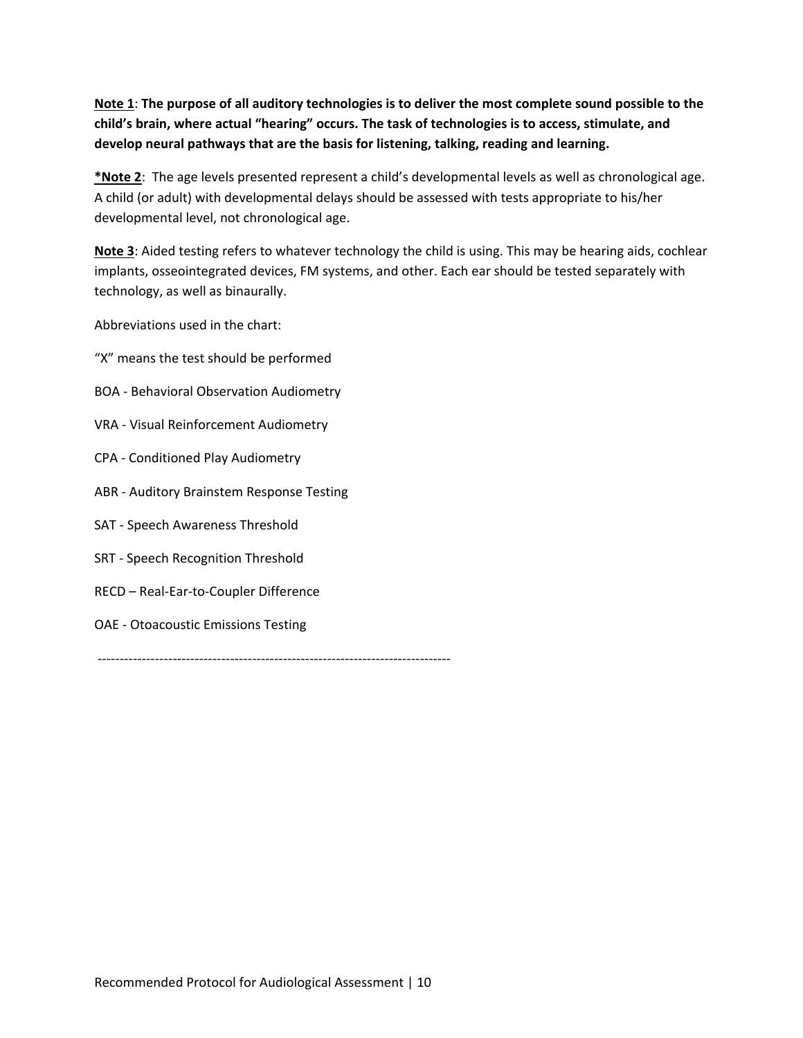**Note 1**: **The purpose of all auditory technologies is to deliver the most complete sound possible to the child's brain, where actual "hearing" occurs. The task of technologies is to access, stimulate, and develop neural pathways that are the basis for listening, talking, reading and learning.**

***Note 2**: The age levels presented represent a child's developmental levels as well as chronological age. A child (or adult) with developmental delays should be assessed with tests appropriate to his/her developmental level, not chronological age.

**Note 3**: Aided testing refers to whatever technology the child is using. This may be hearing aids, cochlear implants, osseointegrated devices, FM systems, and other. Each ear should be tested separately with technology, as well as binaurally.

Abbreviations used in the chart:

"X" means the test should be performed

BOA - Behavioral Observation Audiometry

VRA - Visual Reinforcement Audiometry

CPA - Conditioned Play Audiometry

ABR - Auditory Brainstem Response Testing

SAT - Speech Awareness Threshold

SRT - Speech Recognition Threshold

RECD – Real-Ear-to-Coupler Difference

OAE - Otoacoustic Emissions Testing

--------------------------------------------------------------------------------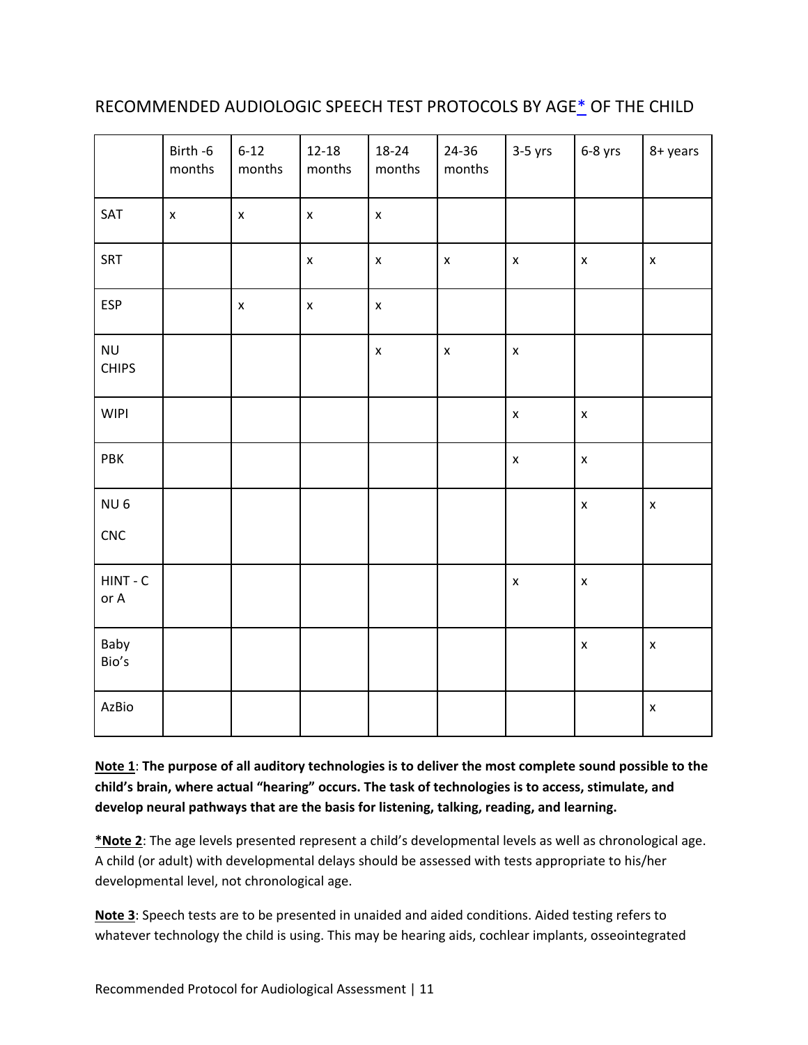## RECOMMENDED AUDIOLOGIC SPEECH TEST PROTOCOLS BY AGE* OF THE CHILD

| | Birth -6 months | 6-12 months | 12-18 months | 18-24 months | 24-36 months | 3-5 yrs | 6-8 yrs | 8+ years |
|---|---|---|---|---|---|---|---|---|
| SAT | x | x | x | x | | | | |
| SRT | | | x | x | x | x | x | x |
| ESP | | x | x | x | | | | |
| NU CHIPS | | | | x | x | x | | |
| WIPI | | | | | | x | x | |
| PBK | | | | | | x | x | |
| NU 6 CNC | | | | | | | x | x |
| HINT - C or A | | | | | | x | x | |
| Baby Bio's | | | | | | | x | x |
| AzBio | | | | | | | | x |

**Note 1**: **The purpose of all auditory technologies is to deliver the most complete sound possible to the child's brain, where actual "hearing" occurs. The task of technologies is to access, stimulate, and develop neural pathways that are the basis for listening, talking, reading, and learning.**

***Note 2**: The age levels presented represent a child's developmental levels as well as chronological age. A child (or adult) with developmental delays should be assessed with tests appropriate to his/her developmental level, not chronological age.

**Note 3**: Speech tests are to be presented in unaided and aided conditions. Aided testing refers to whatever technology the child is using. This may be hearing aids, cochlear implants, osseointegrated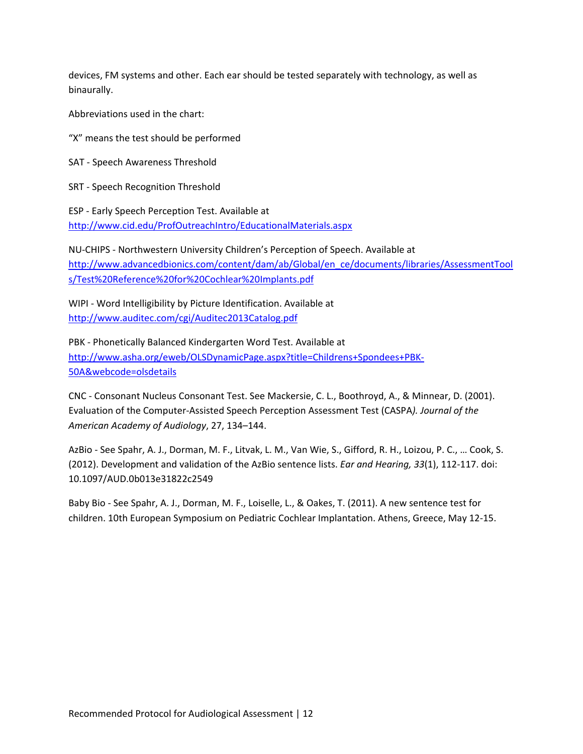devices, FM systems and other. Each ear should be tested separately with technology, as well as binaurally.

Abbreviations used in the chart:

"X" means the test should be performed

SAT - Speech Awareness Threshold

SRT - Speech Recognition Threshold

ESP - Early Speech Perception Test. Available at http://www.cid.edu/ProfOutreachIntro/EducationalMaterials.aspx

NU-CHIPS - Northwestern University Children's Perception of Speech. Available at http://www.advancedbionics.com/content/dam/ab/Global/en_ce/documents/libraries/AssessmentTools/Test%20Reference%20for%20Cochlear%20Implants.pdf

WIPI - Word Intelligibility by Picture Identification. Available at http://www.auditec.com/cgi/Auditec2013Catalog.pdf

PBK - Phonetically Balanced Kindergarten Word Test. Available at http://www.asha.org/eweb/OLSDynamicPage.aspx?title=Childrens+Spondees+PBK-50A&webcode=olsdetails

CNC - Consonant Nucleus Consonant Test. See Mackersie, C. L., Boothroyd, A., & Minnear, D. (2001). Evaluation of the Computer-Assisted Speech Perception Assessment Test (CASPA*). Journal of the American Academy of Audiology*, 27, 134–144.

AzBio - See Spahr, A. J., Dorman, M. F., Litvak, L. M., Van Wie, S., Gifford, R. H., Loizou, P. C., … Cook, S. (2012). Development and validation of the AzBio sentence lists. *Ear and Hearing, 33*(1), 112-117. doi: 10.1097/AUD.0b013e31822c2549

Baby Bio - See Spahr, A. J., Dorman, M. F., Loiselle, L., & Oakes, T. (2011). A new sentence test for children. 10th European Symposium on Pediatric Cochlear Implantation. Athens, Greece, May 12-15.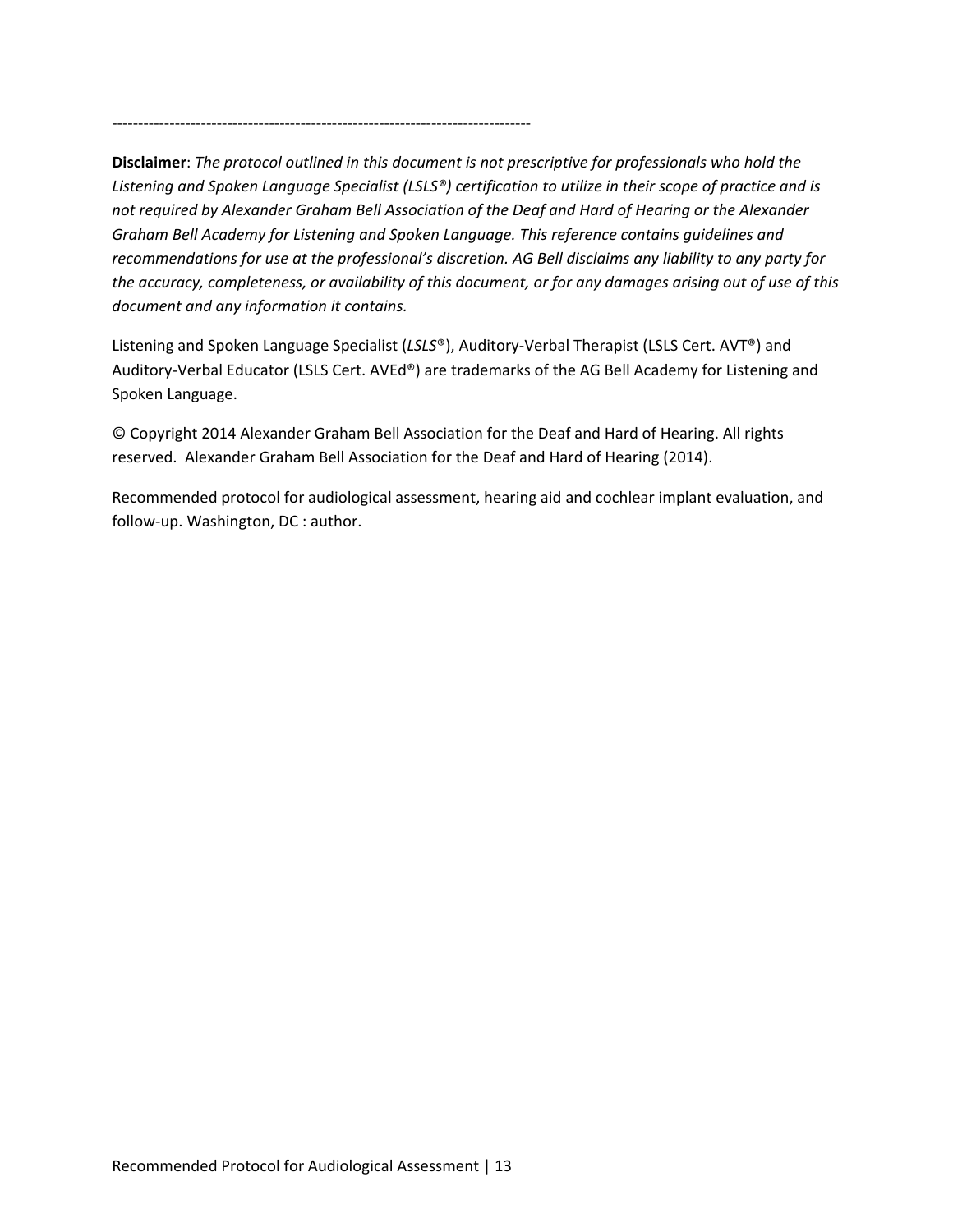--------------------------------------------------------------------------------

**Disclaimer**: *The protocol outlined in this document is not prescriptive for professionals who hold the Listening and Spoken Language Specialist (LSLS®) certification to utilize in their scope of practice and is not required by Alexander Graham Bell Association of the Deaf and Hard of Hearing or the Alexander Graham Bell Academy for Listening and Spoken Language. This reference contains guidelines and recommendations for use at the professional's discretion. AG Bell disclaims any liability to any party for the accuracy, completeness, or availability of this document, or for any damages arising out of use of this document and any information it contains.*

Listening and Spoken Language Specialist (*LSLS*®), Auditory-Verbal Therapist (LSLS Cert. AVT®) and Auditory-Verbal Educator (LSLS Cert. AVEd®) are trademarks of the AG Bell Academy for Listening and Spoken Language.

© Copyright 2014 Alexander Graham Bell Association for the Deaf and Hard of Hearing. All rights reserved. Alexander Graham Bell Association for the Deaf and Hard of Hearing (2014).

Recommended protocol for audiological assessment, hearing aid and cochlear implant evaluation, and follow-up. Washington, DC : author.